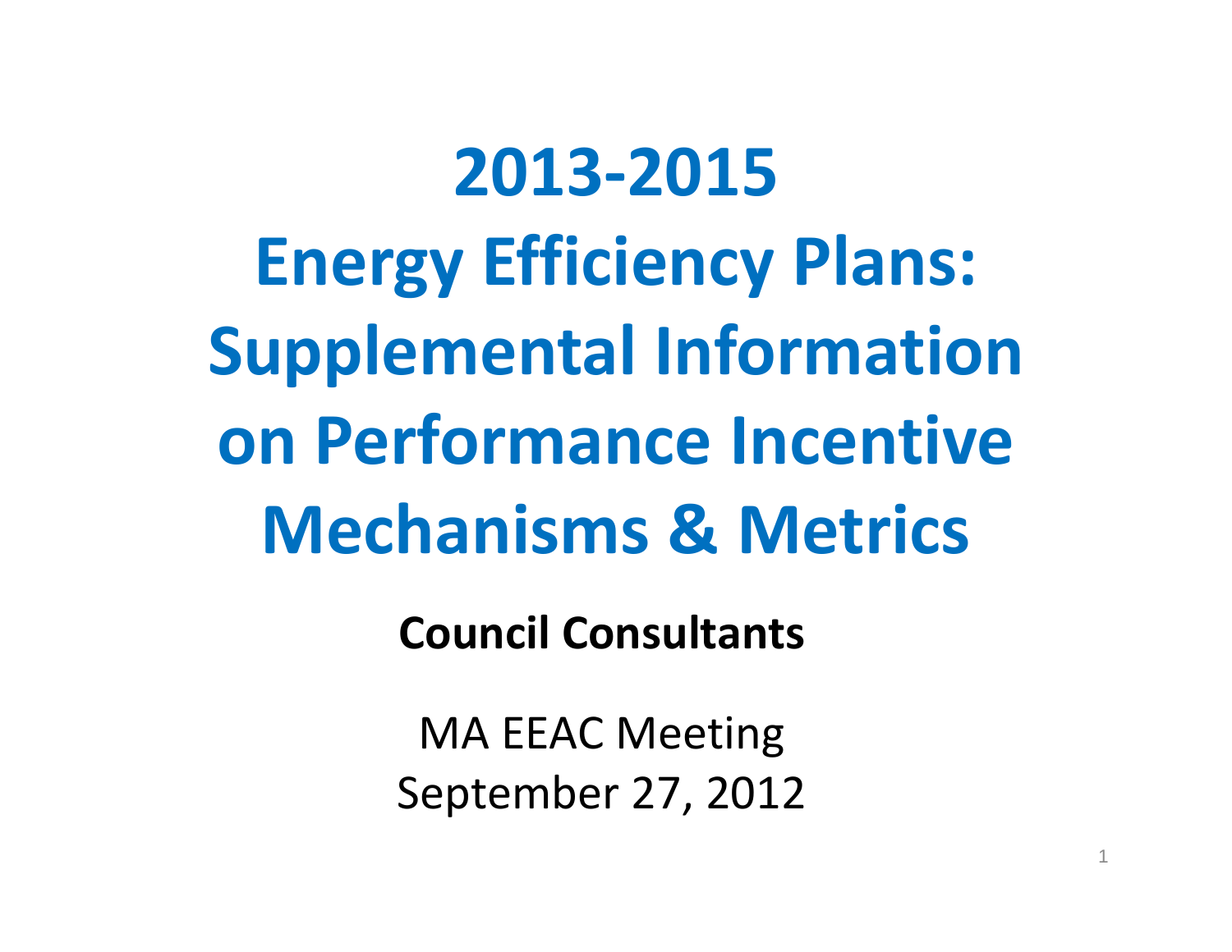# 2013-2015 Energy Efficiency Plans: Supplemental Information on Performance Incentive Mechanisms & Metrics

**Council Consultants**

MA EEAC Meeting
September 27, 2012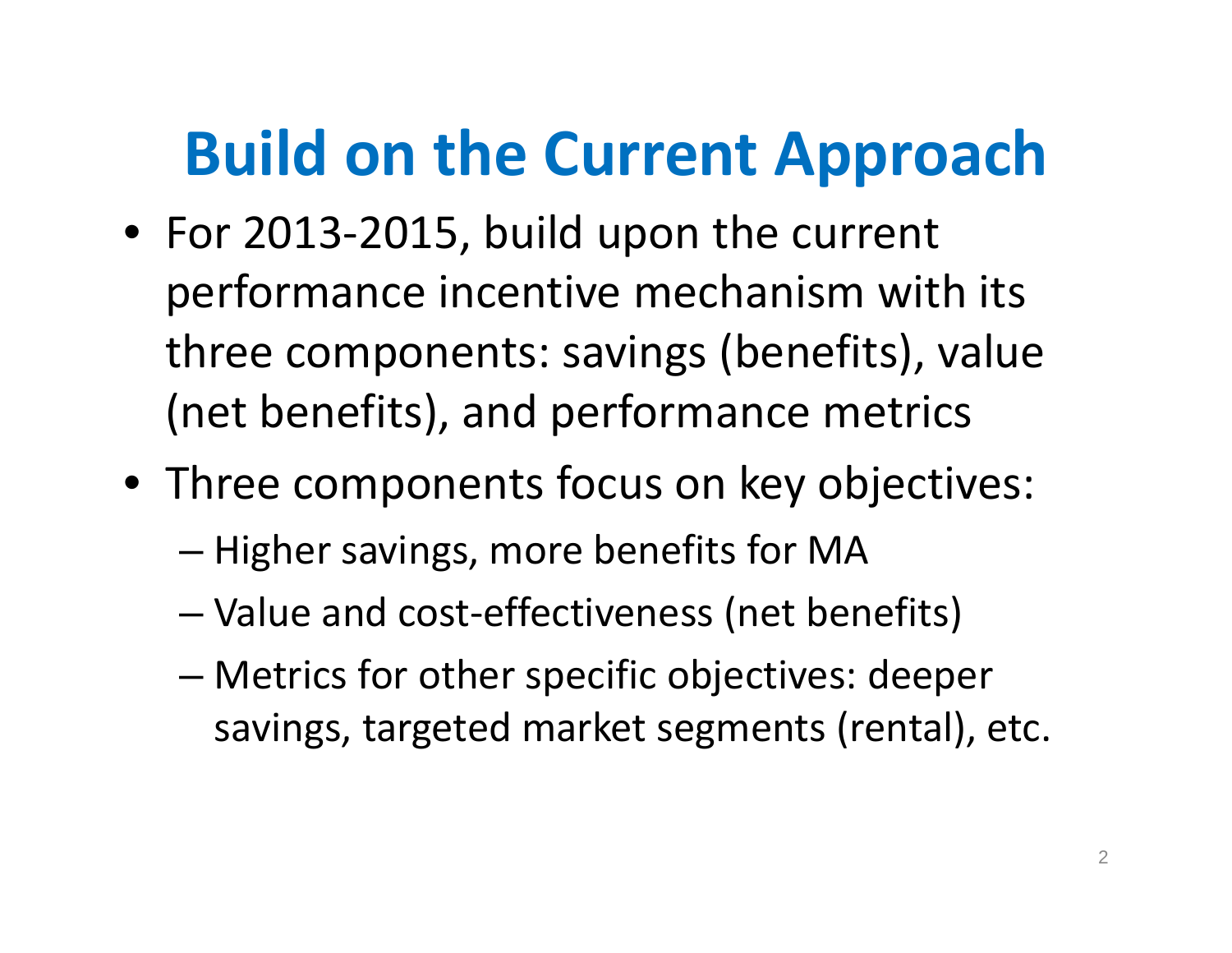# Build on the Current Approach

- For 2013-2015, build upon the current performance incentive mechanism with its three components: savings (benefits), value (net benefits), and performance metrics
- Three components focus on key objectives:
  - Higher savings, more benefits for MA
  - Value and cost-effectiveness (net benefits)
  - Metrics for other specific objectives: deeper savings, targeted market segments (rental), etc.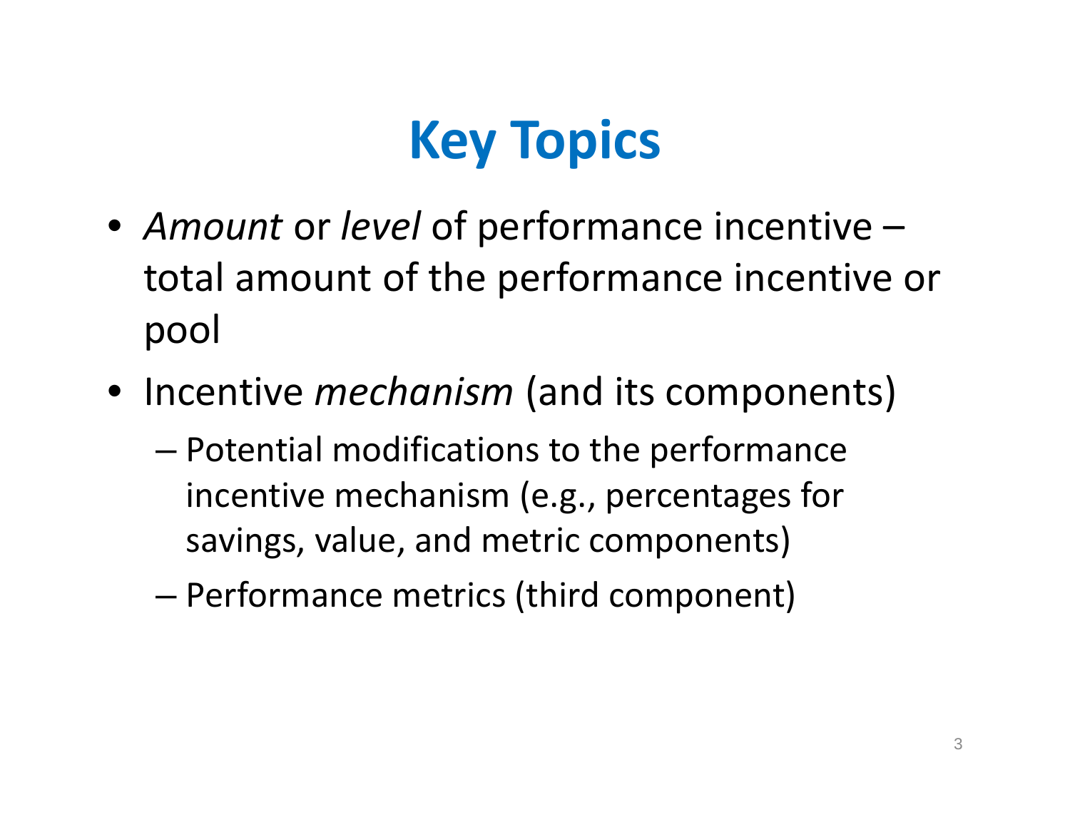# Key Topics

- *Amount* or *level* of performance incentive – total amount of the performance incentive or pool
- Incentive *mechanism* (and its components)
  - Potential modifications to the performance incentive mechanism (e.g., percentages for savings, value, and metric components)
  - Performance metrics (third component)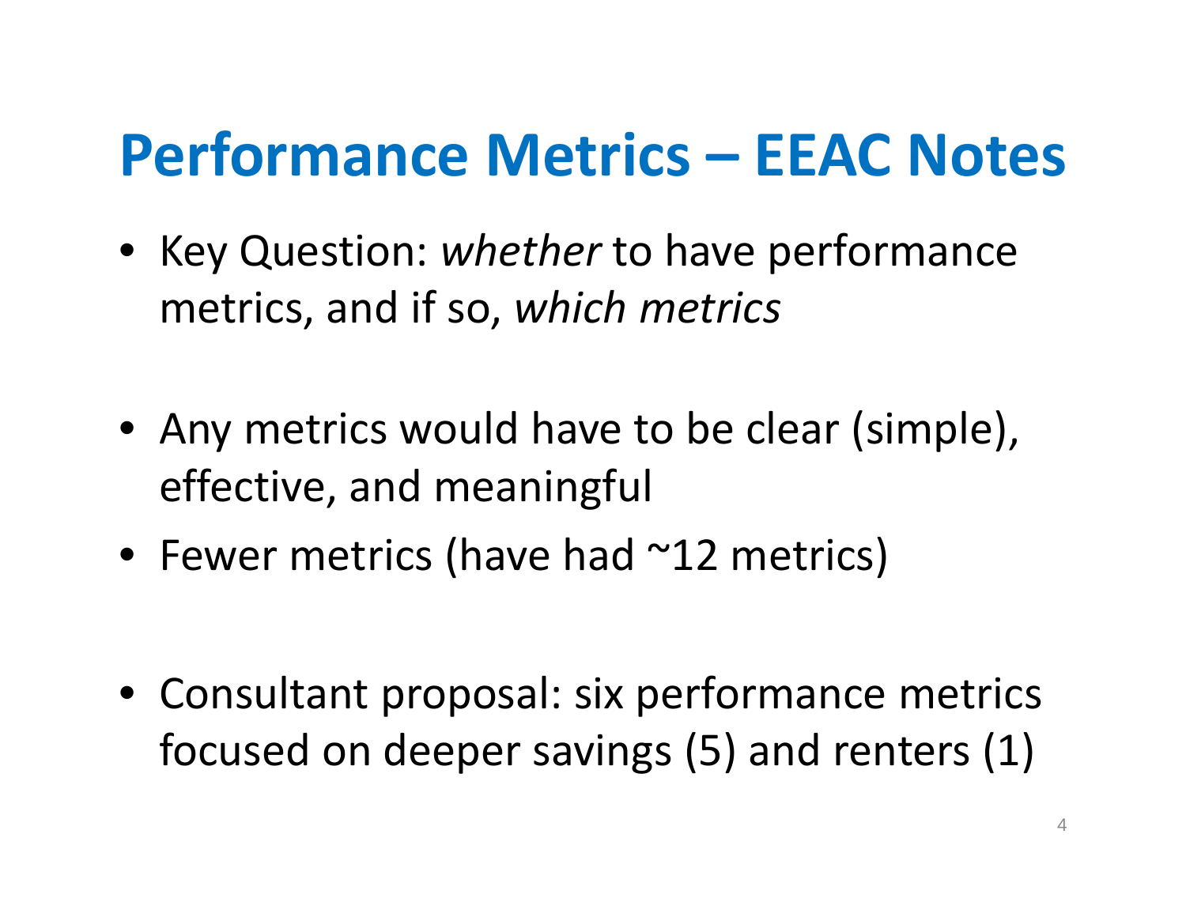# Performance Metrics – EEAC Notes

- Key Question: *whether* to have performance metrics, and if so, *which metrics*

- Any metrics would have to be clear (simple), effective, and meaningful
- Fewer metrics (have had ~12 metrics)

- Consultant proposal: six performance metrics focused on deeper savings (5) and renters (1)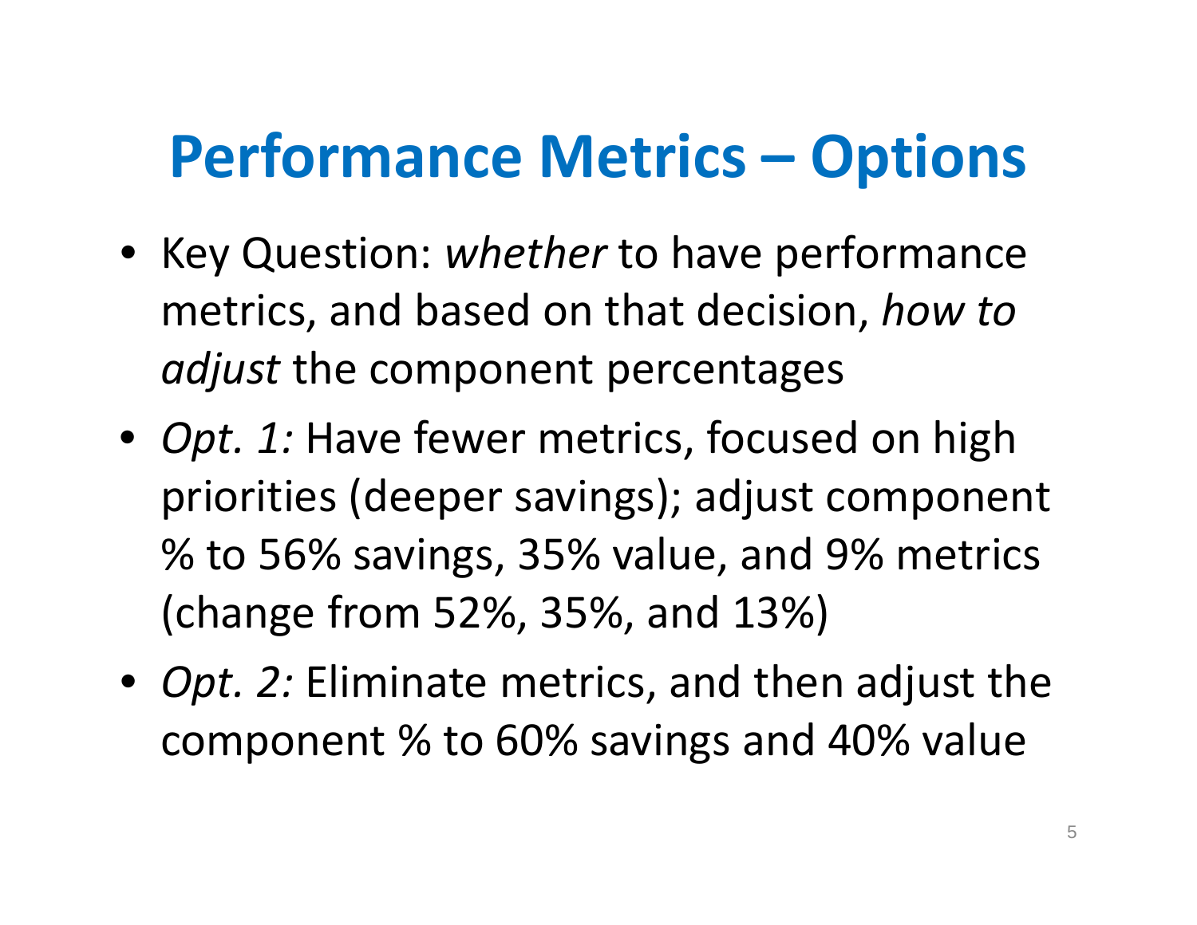# Performance Metrics – Options

- Key Question: *whether* to have performance metrics, and based on that decision, *how to adjust* the component percentages
- *Opt. 1:* Have fewer metrics, focused on high priorities (deeper savings); adjust component % to 56% savings, 35% value, and 9% metrics (change from 52%, 35%, and 13%)
- *Opt. 2:* Eliminate metrics, and then adjust the component % to 60% savings and 40% value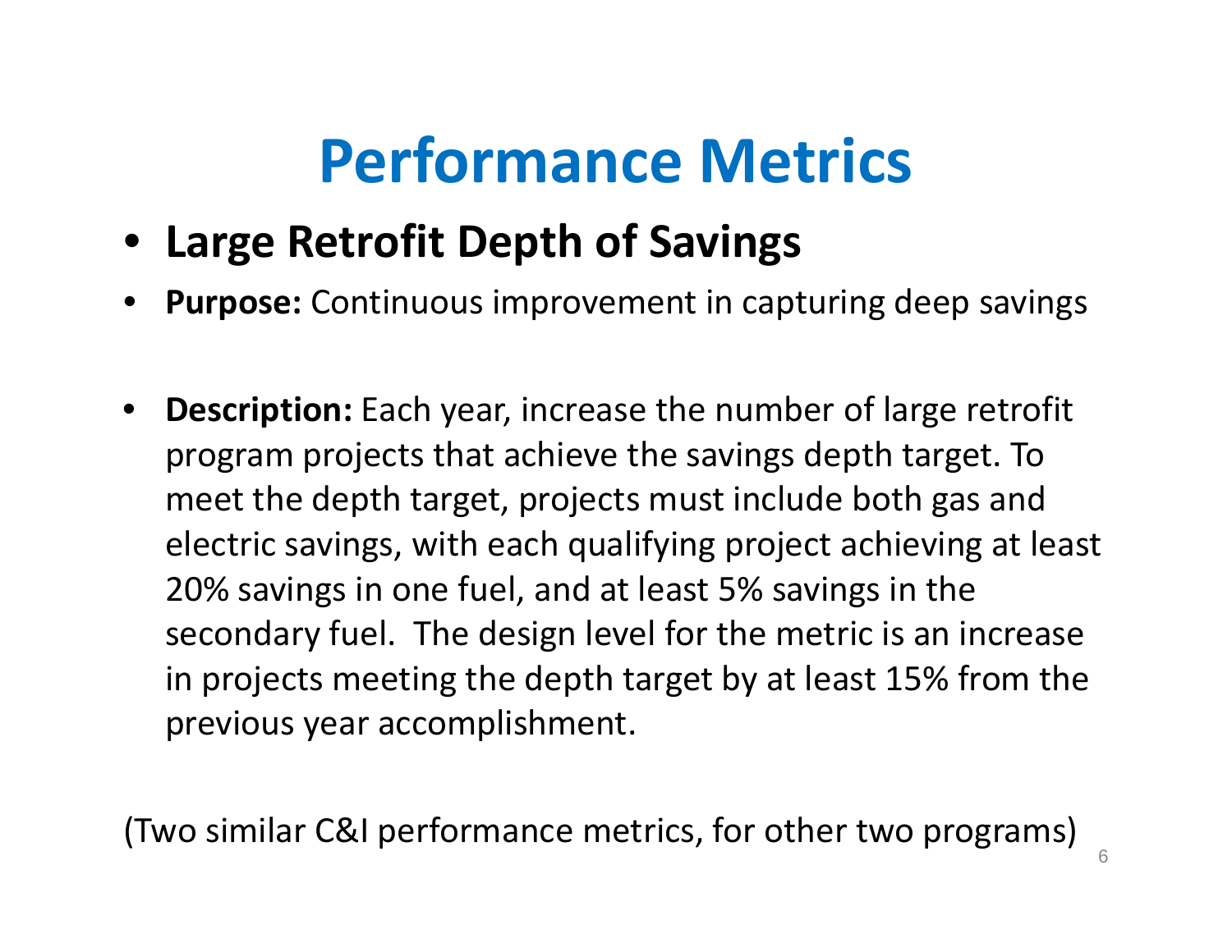# Performance Metrics

- **Large Retrofit Depth of Savings**
- **Purpose:** Continuous improvement in capturing deep savings
- **Description:** Each year, increase the number of large retrofit program projects that achieve the savings depth target. To meet the depth target, projects must include both gas and electric savings, with each qualifying project achieving at least 20% savings in one fuel, and at least 5% savings in the secondary fuel. The design level for the metric is an increase in projects meeting the depth target by at least 15% from the previous year accomplishment.

(Two similar C&I performance metrics, for other two programs)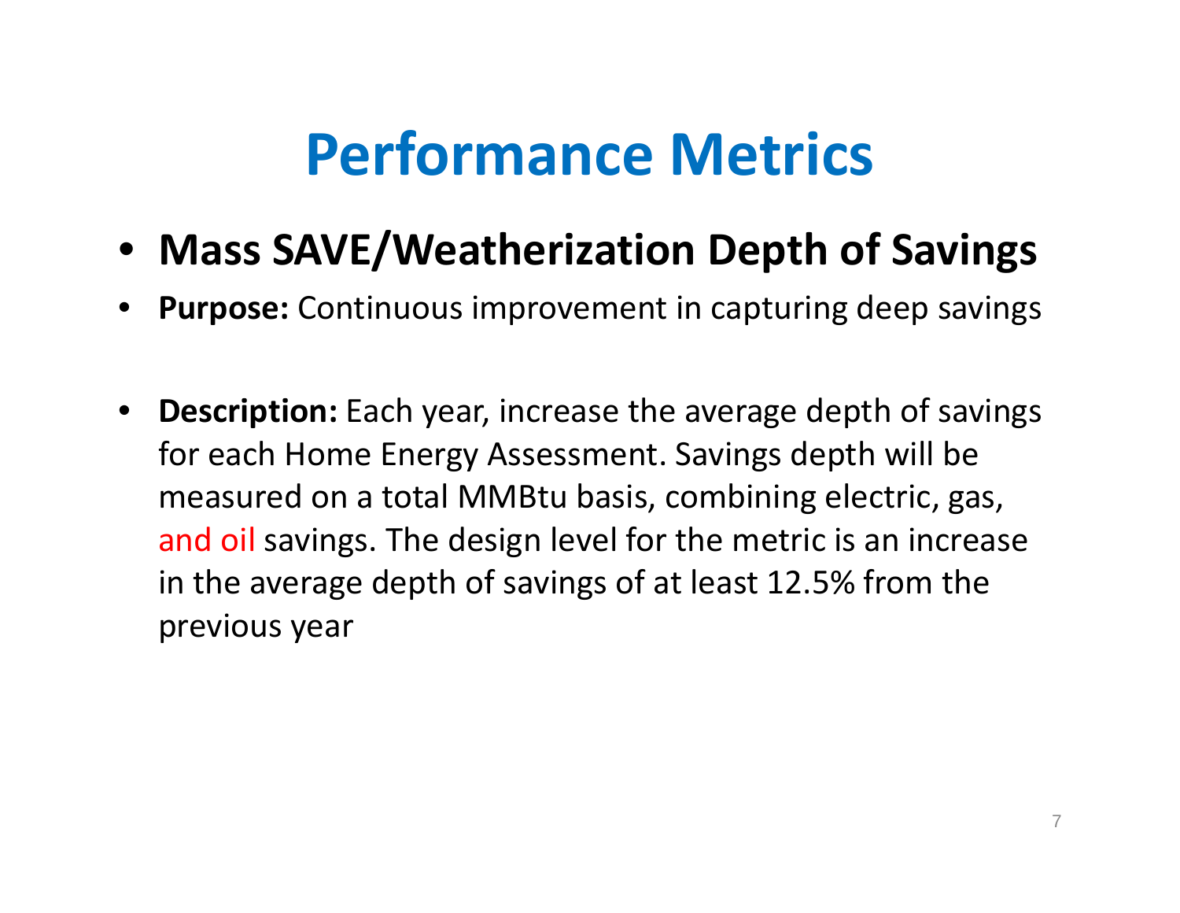# Performance Metrics

- **Mass SAVE/Weatherization Depth of Savings**
- **Purpose:** Continuous improvement in capturing deep savings
- **Description:** Each year, increase the average depth of savings for each Home Energy Assessment. Savings depth will be measured on a total MMBtu basis, combining electric, gas, and oil savings. The design level for the metric is an increase in the average depth of savings of at least 12.5% from the previous year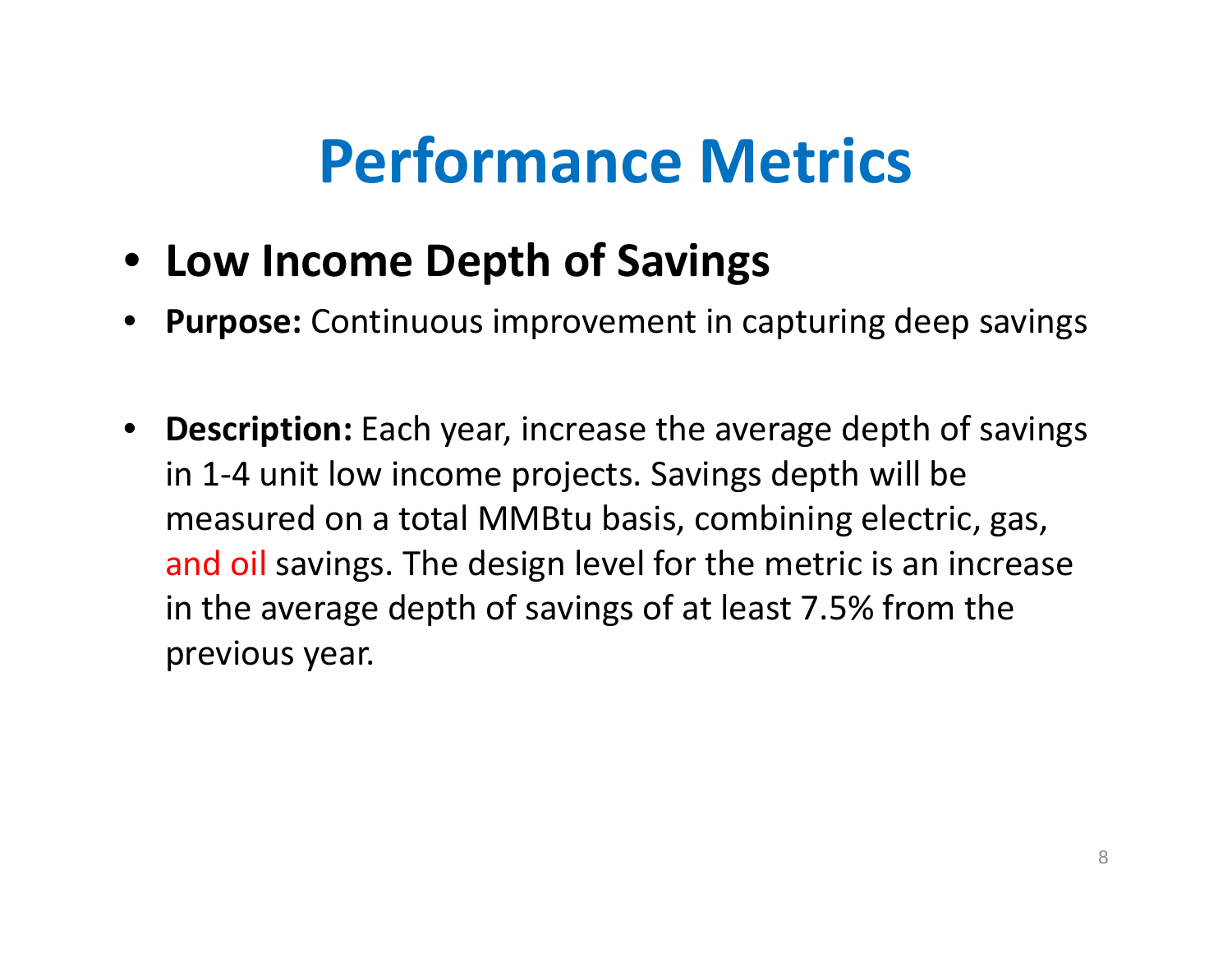# Performance Metrics

- **Low Income Depth of Savings**
- **Purpose:** Continuous improvement in capturing deep savings
- **Description:** Each year, increase the average depth of savings in 1-4 unit low income projects. Savings depth will be measured on a total MMBtu basis, combining electric, gas, and oil savings. The design level for the metric is an increase in the average depth of savings of at least 7.5% from the previous year.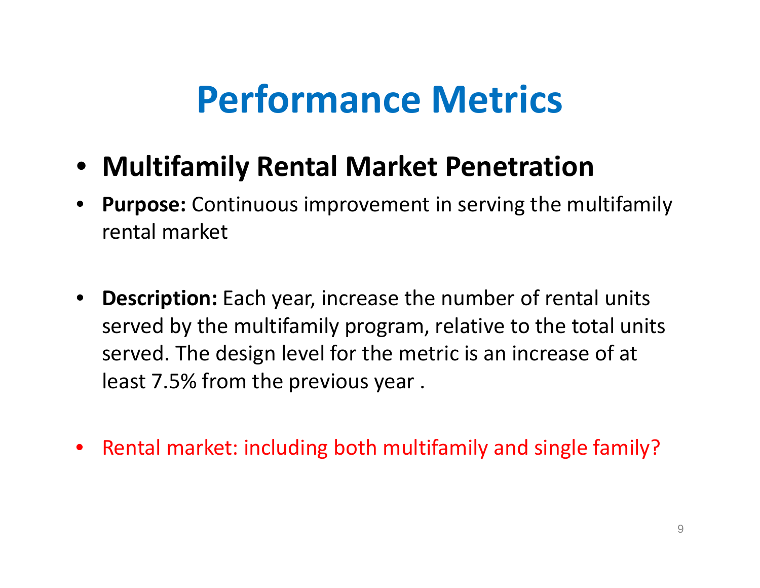# Performance Metrics

- **Multifamily Rental Market Penetration**
- **Purpose:** Continuous improvement in serving the multifamily rental market
- **Description:** Each year, increase the number of rental units served by the multifamily program, relative to the total units served. The design level for the metric is an increase of at least 7.5% from the previous year .
- Rental market: including both multifamily and single family?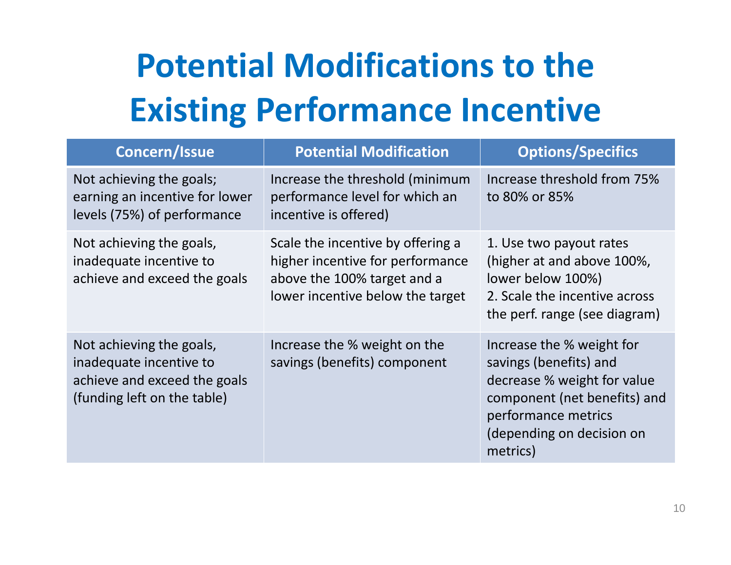# Potential Modifications to the Existing Performance Incentive

| Concern/Issue | Potential Modification | Options/Specifics |
| --- | --- | --- |
| Not achieving the goals; earning an incentive for lower levels (75%) of performance | Increase the threshold (minimum performance level for which an incentive is offered) | Increase threshold from 75% to 80% or 85% |
| Not achieving the goals, inadequate incentive to achieve and exceed the goals | Scale the incentive by offering a higher incentive for performance above the 100% target and a lower incentive below the target | 1. Use two payout rates (higher at and above 100%, lower below 100%)<br>2. Scale the incentive across the perf. range (see diagram) |
| Not achieving the goals, inadequate incentive to achieve and exceed the goals (funding left on the table) | Increase the % weight on the savings (benefits) component | Increase the % weight for savings (benefits) and decrease % weight for value component (net benefits) and performance metrics (depending on decision on metrics) |